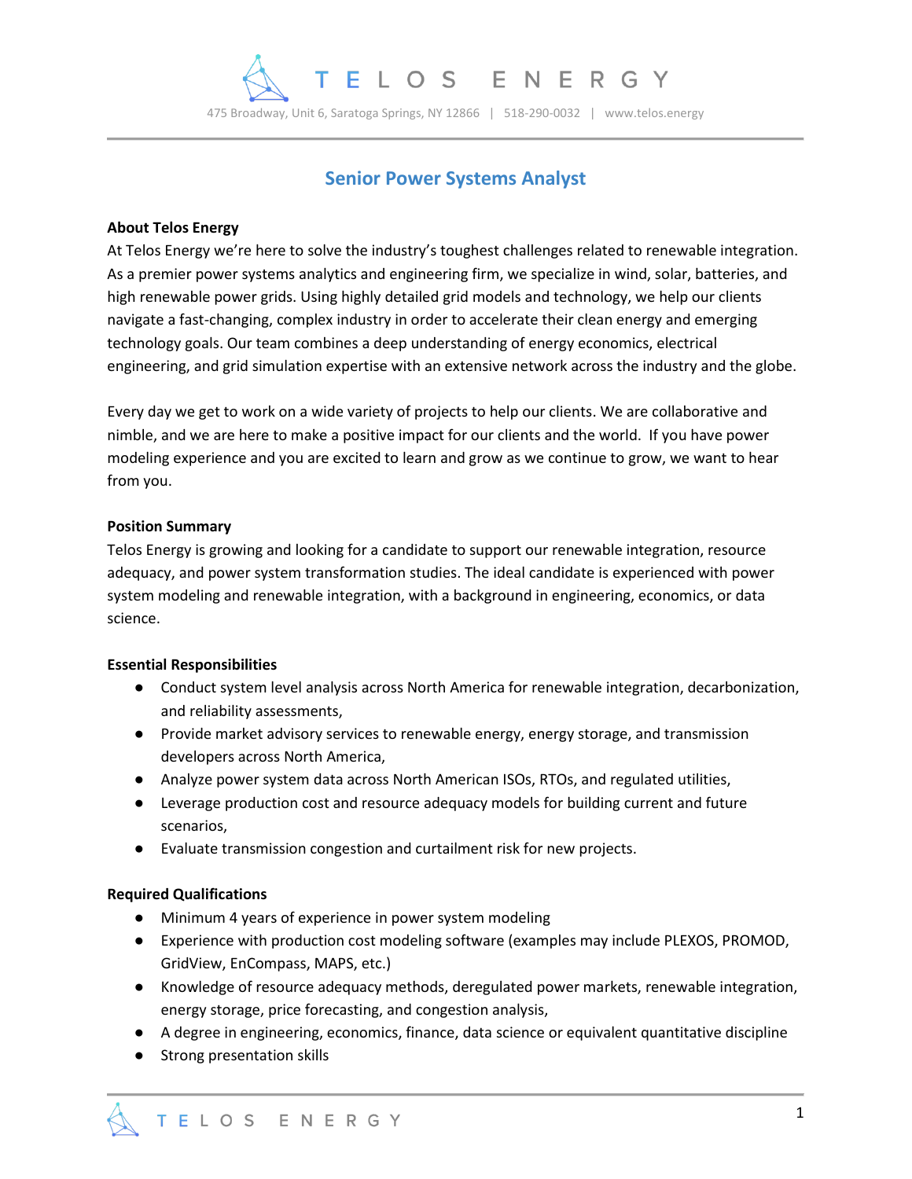# TELOS ENERGY

475 Broadway, Unit 6, Saratoga Springs, NY 12866 | 518-290-0032 | www.telos.energy

## Senior Power Systems Analyst

**About Telos Energy**

At Telos Energy we're here to solve the industry's toughest challenges related to renewable integration. As a premier power systems analytics and engineering firm, we specialize in wind, solar, batteries, and high renewable power grids. Using highly detailed grid models and technology, we help our clients navigate a fast-changing, complex industry in order to accelerate their clean energy and emerging technology goals. Our team combines a deep understanding of energy economics, electrical engineering, and grid simulation expertise with an extensive network across the industry and the globe.

Every day we get to work on a wide variety of projects to help our clients. We are collaborative and nimble, and we are here to make a positive impact for our clients and the world. If you have power modeling experience and you are excited to learn and grow as we continue to grow, we want to hear from you.

**Position Summary**

Telos Energy is growing and looking for a candidate to support our renewable integration, resource adequacy, and power system transformation studies. The ideal candidate is experienced with power system modeling and renewable integration, with a background in engineering, economics, or data science.

**Essential Responsibilities**

- Conduct system level analysis across North America for renewable integration, decarbonization, and reliability assessments,
- Provide market advisory services to renewable energy, energy storage, and transmission developers across North America,
- Analyze power system data across North American ISOs, RTOs, and regulated utilities,
- Leverage production cost and resource adequacy models for building current and future scenarios,
- Evaluate transmission congestion and curtailment risk for new projects.

**Required Qualifications**

- Minimum 4 years of experience in power system modeling
- Experience with production cost modeling software (examples may include PLEXOS, PROMOD, GridView, EnCompass, MAPS, etc.)
- Knowledge of resource adequacy methods, deregulated power markets, renewable integration, energy storage, price forecasting, and congestion analysis,
- A degree in engineering, economics, finance, data science or equivalent quantitative discipline
- Strong presentation skills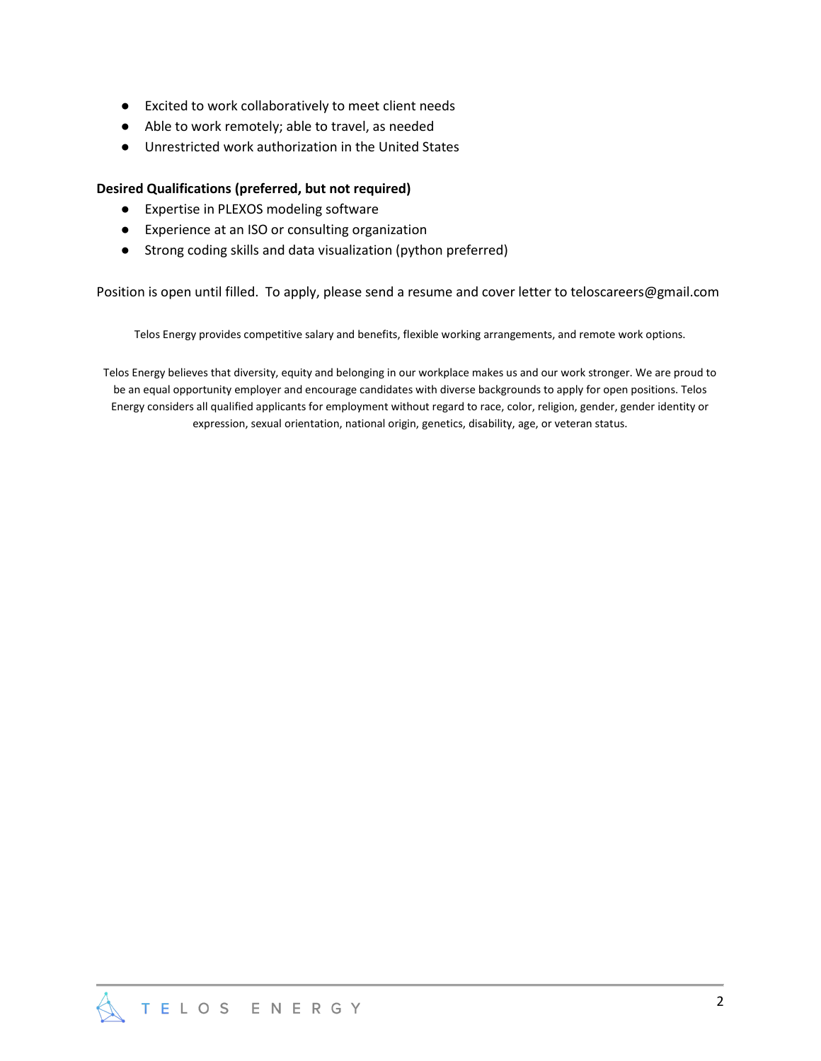- Excited to work collaboratively to meet client needs
- Able to work remotely; able to travel, as needed
- Unrestricted work authorization in the United States

**Desired Qualifications (preferred, but not required)**

- Expertise in PLEXOS modeling software
- Experience at an ISO or consulting organization
- Strong coding skills and data visualization (python preferred)

Position is open until filled. To apply, please send a resume and cover letter to teloscareers@gmail.com

Telos Energy provides competitive salary and benefits, flexible working arrangements, and remote work options.

Telos Energy believes that diversity, equity and belonging in our workplace makes us and our work stronger. We are proud to be an equal opportunity employer and encourage candidates with diverse backgrounds to apply for open positions. Telos Energy considers all qualified applicants for employment without regard to race, color, religion, gender, gender identity or expression, sexual orientation, national origin, genetics, disability, age, or veteran status.